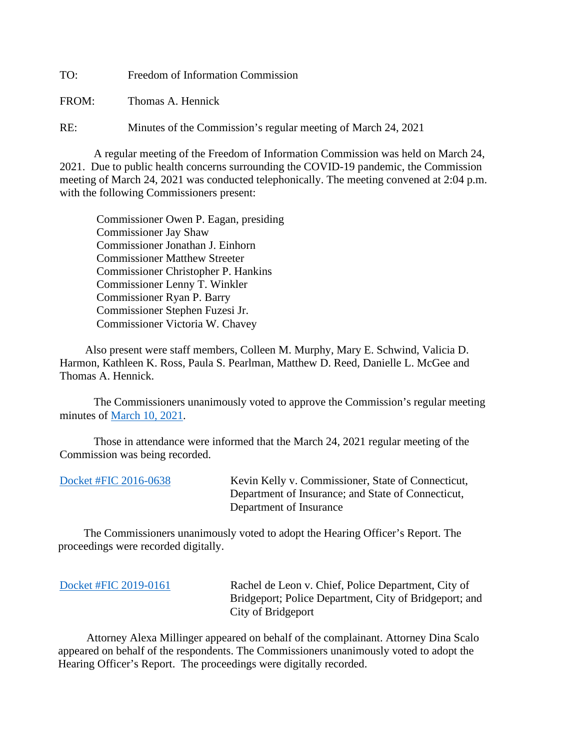TO: Freedom of Information Commission

FROM: Thomas A. Hennick

RE: Minutes of the Commission's regular meeting of March 24, 2021

A regular meeting of the Freedom of Information Commission was held on March 24, 2021. Due to public health concerns surrounding the COVID-19 pandemic, the Commission meeting of March 24, 2021 was conducted telephonically. The meeting convened at 2:04 p.m. with the following Commissioners present:

Commissioner Owen P. Eagan, presiding
Commissioner Jay Shaw
Commissioner Jonathan J. Einhorn
Commissioner Matthew Streeter
Commissioner Christopher P. Hankins
Commissioner Lenny T. Winkler
Commissioner Ryan P. Barry
Commissioner Stephen Fuzesi Jr.
Commissioner Victoria W. Chavey

Also present were staff members, Colleen M. Murphy, Mary E. Schwind, Valicia D. Harmon, Kathleen K. Ross, Paula S. Pearlman, Matthew D. Reed, Danielle L. McGee and Thomas A. Hennick.

The Commissioners unanimously voted to approve the Commission's regular meeting minutes of March 10, 2021.

Those in attendance were informed that the March 24, 2021 regular meeting of the Commission was being recorded.

Docket #FIC 2016-0638 — Kevin Kelly v. Commissioner, State of Connecticut, Department of Insurance; and State of Connecticut, Department of Insurance

The Commissioners unanimously voted to adopt the Hearing Officer's Report. The proceedings were recorded digitally.

Docket #FIC 2019-0161 — Rachel de Leon v. Chief, Police Department, City of Bridgeport; Police Department, City of Bridgeport; and City of Bridgeport

Attorney Alexa Millinger appeared on behalf of the complainant. Attorney Dina Scalo appeared on behalf of the respondents. The Commissioners unanimously voted to adopt the Hearing Officer's Report. The proceedings were digitally recorded.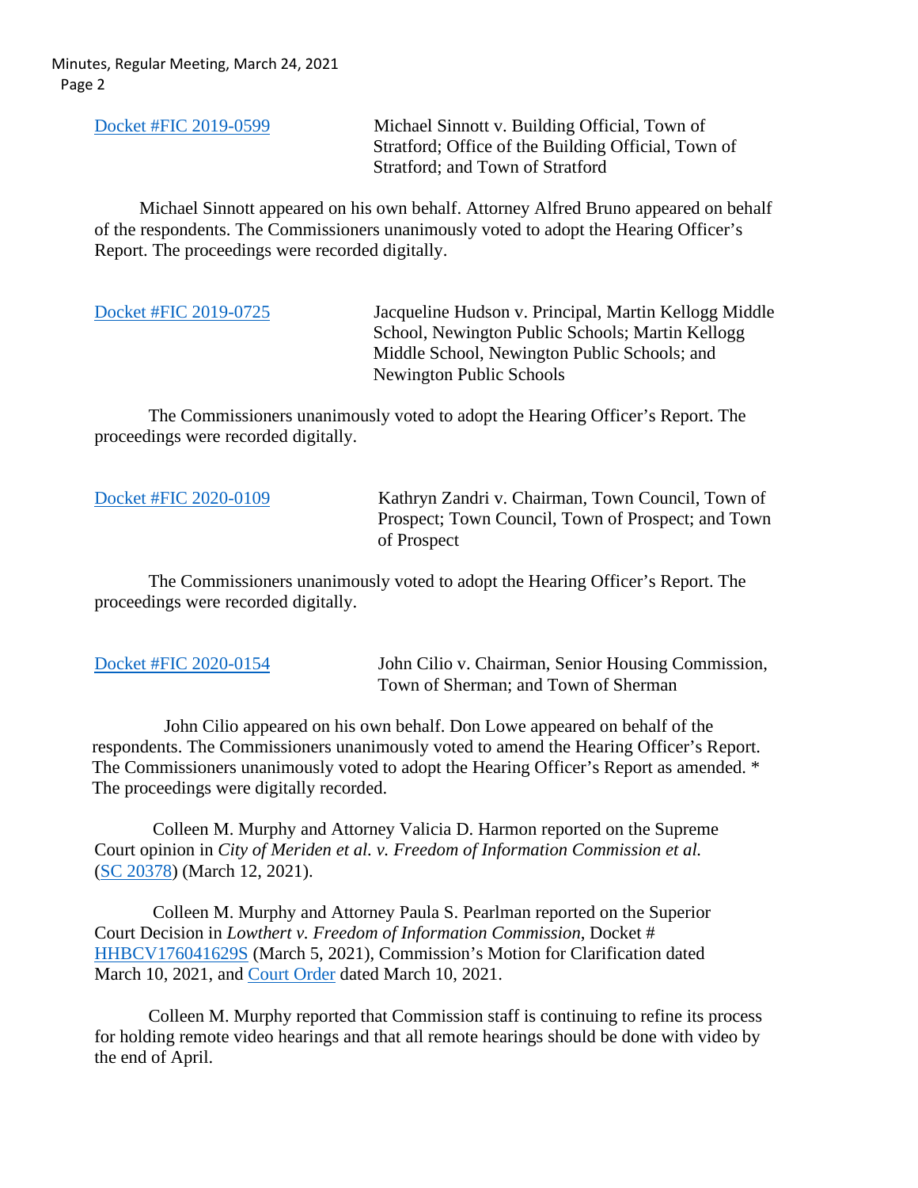Docket #FIC 2019-0599 — Michael Sinnott v. Building Official, Town of Stratford; Office of the Building Official, Town of Stratford; and Town of Stratford

Michael Sinnott appeared on his own behalf. Attorney Alfred Bruno appeared on behalf of the respondents. The Commissioners unanimously voted to adopt the Hearing Officer's Report. The proceedings were recorded digitally.

Docket #FIC 2019-0725 — Jacqueline Hudson v. Principal, Martin Kellogg Middle School, Newington Public Schools; Martin Kellogg Middle School, Newington Public Schools; and Newington Public Schools

The Commissioners unanimously voted to adopt the Hearing Officer's Report. The proceedings were recorded digitally.

Docket #FIC 2020-0109 — Kathryn Zandri v. Chairman, Town Council, Town of Prospect; Town Council, Town of Prospect; and Town of Prospect

The Commissioners unanimously voted to adopt the Hearing Officer's Report. The proceedings were recorded digitally.

Docket #FIC 2020-0154 — John Cilio v. Chairman, Senior Housing Commission, Town of Sherman; and Town of Sherman

John Cilio appeared on his own behalf. Don Lowe appeared on behalf of the respondents. The Commissioners unanimously voted to amend the Hearing Officer's Report. The Commissioners unanimously voted to adopt the Hearing Officer's Report as amended. * The proceedings were digitally recorded.

Colleen M. Murphy and Attorney Valicia D. Harmon reported on the Supreme Court opinion in *City of Meriden et al. v. Freedom of Information Commission et al.* (SC 20378) (March 12, 2021).

Colleen M. Murphy and Attorney Paula S. Pearlman reported on the Superior Court Decision in *Lowthert v. Freedom of Information Commission*, Docket # HHBCV176041629S (March 5, 2021), Commission's Motion for Clarification dated March 10, 2021, and Court Order dated March 10, 2021.

Colleen M. Murphy reported that Commission staff is continuing to refine its process for holding remote video hearings and that all remote hearings should be done with video by the end of April.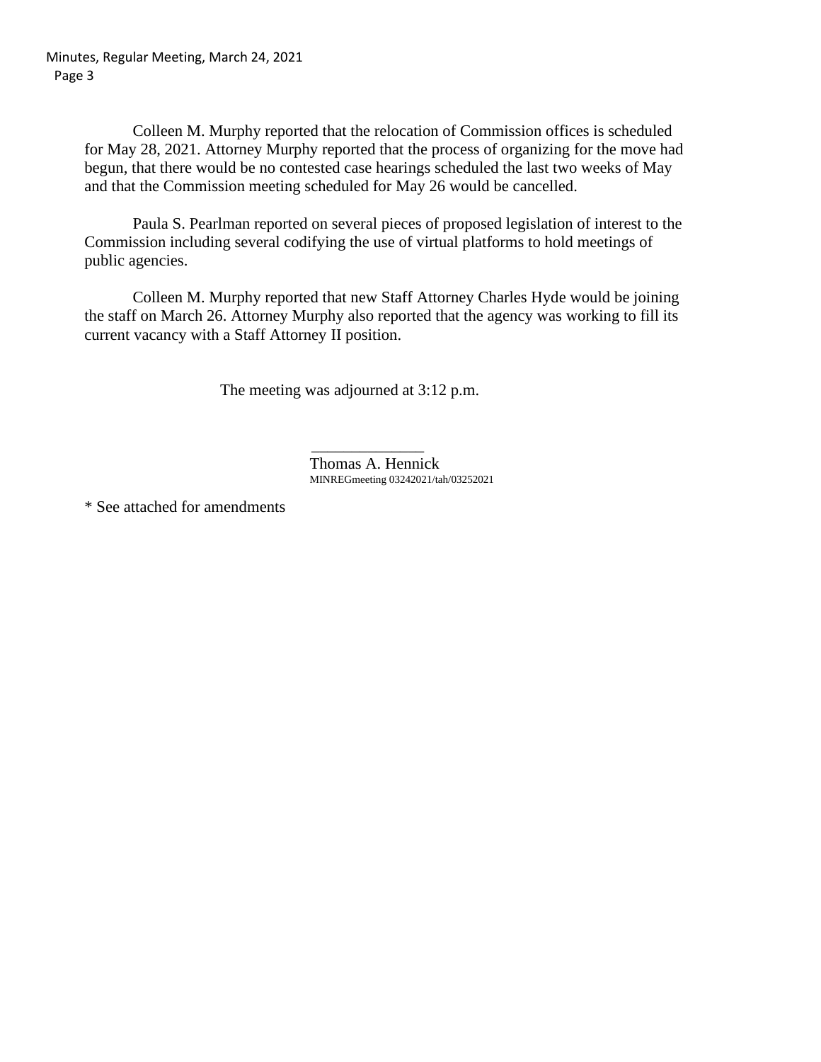Colleen M. Murphy reported that the relocation of Commission offices is scheduled for May 28, 2021. Attorney Murphy reported that the process of organizing for the move had begun, that there would be no contested case hearings scheduled the last two weeks of May and that the Commission meeting scheduled for May 26 would be cancelled.

Paula S. Pearlman reported on several pieces of proposed legislation of interest to the Commission including several codifying the use of virtual platforms to hold meetings of public agencies.

Colleen M. Murphy reported that new Staff Attorney Charles Hyde would be joining the staff on March 26. Attorney Murphy also reported that the agency was working to fill its current vacancy with a Staff Attorney II position.

The meeting was adjourned at 3:12 p.m.

______________
Thomas A. Hennick
MINREGmeeting 03242021/tah/03252021

* See attached for amendments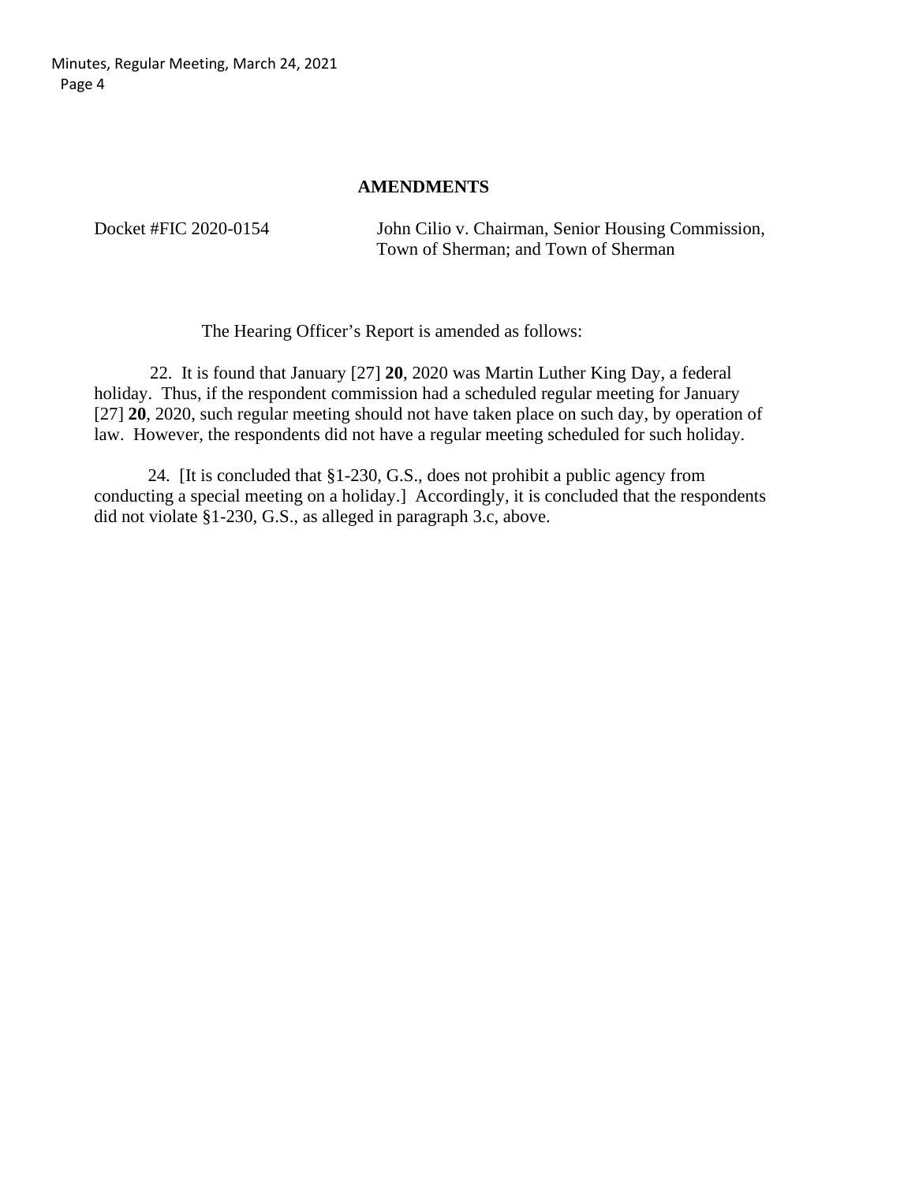## AMENDMENTS

Docket #FIC 2020-0154 John Cilio v. Chairman, Senior Housing Commission, Town of Sherman; and Town of Sherman

The Hearing Officer's Report is amended as follows:

22. It is found that January [27] **20**, 2020 was Martin Luther King Day, a federal holiday. Thus, if the respondent commission had a scheduled regular meeting for January [27] **20**, 2020, such regular meeting should not have taken place on such day, by operation of law. However, the respondents did not have a regular meeting scheduled for such holiday.

24. [It is concluded that §1-230, G.S., does not prohibit a public agency from conducting a special meeting on a holiday.] Accordingly, it is concluded that the respondents did not violate §1-230, G.S., as alleged in paragraph 3.c, above.